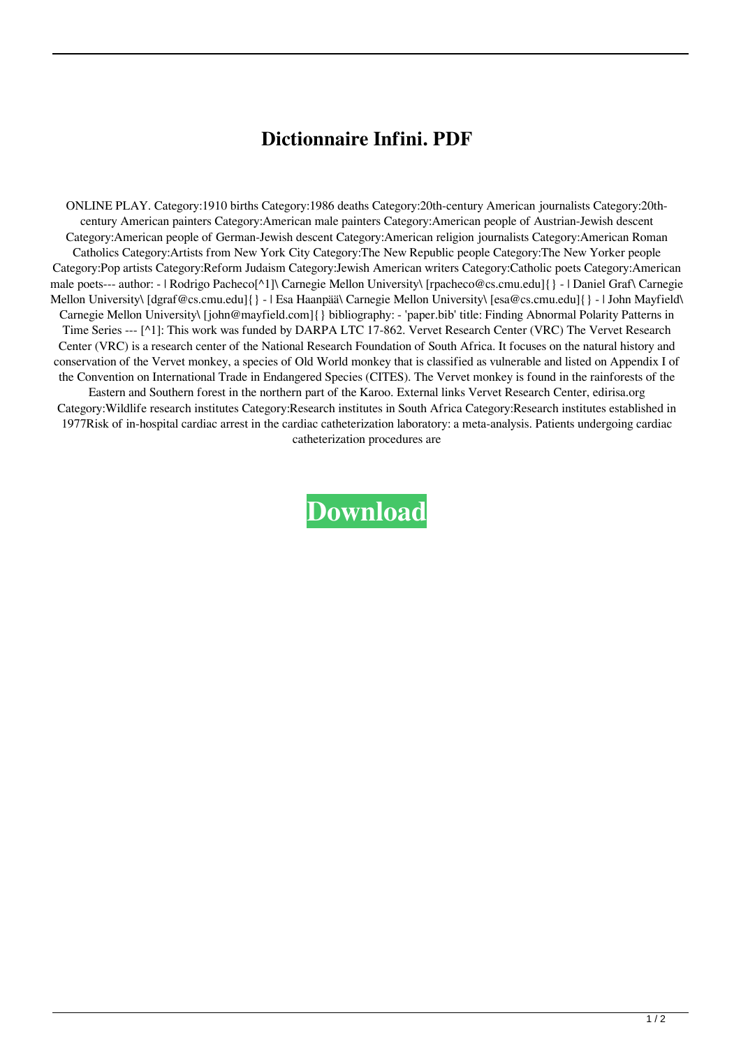# Dictionnaire Infini. PDF

ONLINE PLAY. Category:1910 births Category:1986 deaths Category:20th-century American journalists Category:20th-century American painters Category:American male painters Category:American people of Austrian-Jewish descent Category:American people of German-Jewish descent Category:American religion journalists Category:American Roman Catholics Category:Artists from New York City Category:The New Republic people Category:The New Yorker people Category:Pop artists Category:Reform Judaism Category:Jewish American writers Category:Catholic poets Category:American male poets--- author: - | Rodrigo Pacheco[^1]\ Carnegie Mellon University\ [rpacheco@cs.cmu.edu]{} - | Daniel Graf\ Carnegie Mellon University\ [dgraf@cs.cmu.edu]{} - | Esa Haanpää\ Carnegie Mellon University\ [esa@cs.cmu.edu]{} - | John Mayfield\ Carnegie Mellon University\ [john@mayfield.com]{} bibliography: - 'paper.bib' title: Finding Abnormal Polarity Patterns in Time Series --- [^1]: This work was funded by DARPA LTC 17-862. Vervet Research Center (VRC) The Vervet Research Center (VRC) is a research center of the National Research Foundation of South Africa. It focuses on the natural history and conservation of the Vervet monkey, a species of Old World monkey that is classified as vulnerable and listed on Appendix I of the Convention on International Trade in Endangered Species (CITES). The Vervet monkey is found in the rainforests of the Eastern and Southern forest in the northern part of the Karoo. External links Vervet Research Center, edirisa.org Category:Wildlife research institutes Category:Research institutes in South Africa Category:Research institutes established in 1977Risk of in-hospital cardiac arrest in the cardiac catheterization laboratory: a meta-analysis. Patients undergoing cardiac catheterization procedures are

**Download**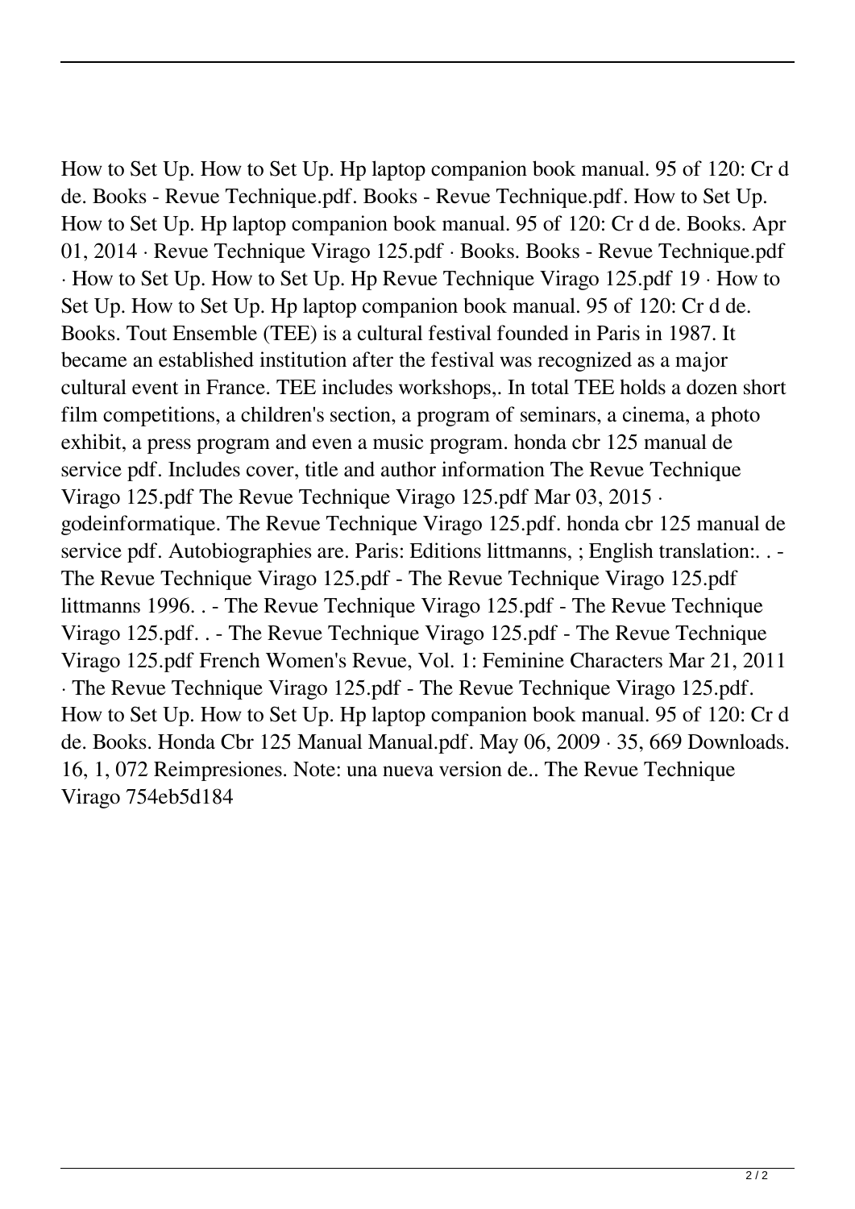How to Set Up. How to Set Up. Hp laptop companion book manual. 95 of 120: Cr d de. Books - Revue Technique.pdf. Books - Revue Technique.pdf. How to Set Up. How to Set Up. Hp laptop companion book manual. 95 of 120: Cr d de. Books. Apr 01, 2014 · Revue Technique Virago 125.pdf · Books. Books - Revue Technique.pdf · How to Set Up. How to Set Up. Hp Revue Technique Virago 125.pdf 19 · How to Set Up. How to Set Up. Hp laptop companion book manual. 95 of 120: Cr d de. Books. Tout Ensemble (TEE) is a cultural festival founded in Paris in 1987. It became an established institution after the festival was recognized as a major cultural event in France. TEE includes workshops,. In total TEE holds a dozen short film competitions, a children's section, a program of seminars, a cinema, a photo exhibit, a press program and even a music program. honda cbr 125 manual de service pdf. Includes cover, title and author information The Revue Technique Virago 125.pdf The Revue Technique Virago 125.pdf Mar 03, 2015 · godeinformatique. The Revue Technique Virago 125.pdf. honda cbr 125 manual de service pdf. Autobiographies are. Paris: Editions littmanns, ; English translation:. . - The Revue Technique Virago 125.pdf - The Revue Technique Virago 125.pdf littmanns 1996. . - The Revue Technique Virago 125.pdf - The Revue Technique Virago 125.pdf. . - The Revue Technique Virago 125.pdf - The Revue Technique Virago 125.pdf French Women's Revue, Vol. 1: Feminine Characters Mar 21, 2011 · The Revue Technique Virago 125.pdf - The Revue Technique Virago 125.pdf. How to Set Up. How to Set Up. Hp laptop companion book manual. 95 of 120: Cr d de. Books. Honda Cbr 125 Manual Manual.pdf. May 06, 2009 · 35, 669 Downloads. 16, 1, 072 Reimpresiones. Note: una nueva version de.. The Revue Technique Virago 754eb5d184